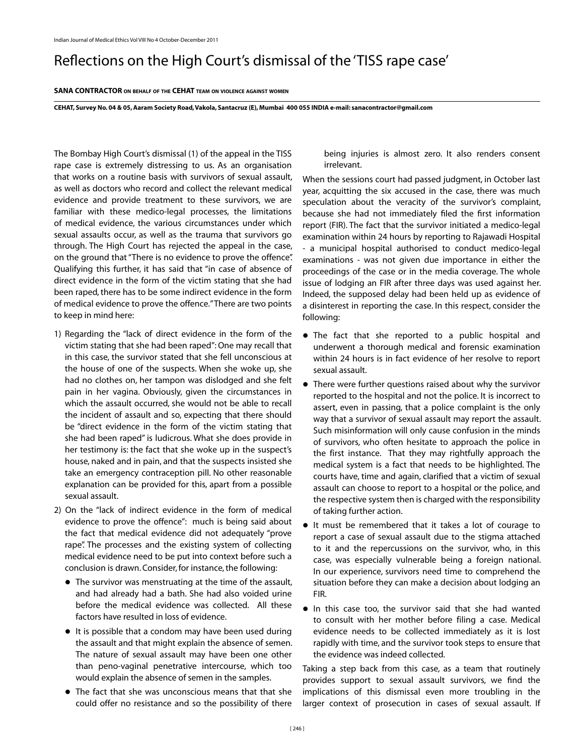# Reflections on the High Court's dismissal of the 'TISS rape case'

**SANA CONTRACTOR ON BEHALF OF THE CEHAT TEAM ON VIOLENCE AGAINST WOMEN**

**CEHAT, Survey No. 04 & 05, Aaram Society Road, Vakola, Santacruz (E), Mumbai 400 055 INDIA e-mail: sanacontractor@gmail.com**

The Bombay High Court's dismissal (1) of the appeal in the TISS rape case is extremely distressing to us. As an organisation that works on a routine basis with survivors of sexual assault, as well as doctors who record and collect the relevant medical evidence and provide treatment to these survivors, we are familiar with these medico-legal processes, the limitations of medical evidence, the various circumstances under which sexual assaults occur, as well as the trauma that survivors go through. The High Court has rejected the appeal in the case, on the ground that "There is no evidence to prove the offence". Qualifying this further, it has said that "in case of absence of direct evidence in the form of the victim stating that she had been raped, there has to be some indirect evidence in the form of medical evidence to prove the offence." There are two points to keep in mind here:

1) Regarding the "lack of direct evidence in the form of the victim stating that she had been raped": One may recall that in this case, the survivor stated that she fell unconscious at the house of one of the suspects. When she woke up, she had no clothes on, her tampon was dislodged and she felt pain in her vagina. Obviously, given the circumstances in which the assault occurred, she would not be able to recall the incident of assault and so, expecting that there should be "direct evidence in the form of the victim stating that she had been raped" is ludicrous. What she does provide in her testimony is: the fact that she woke up in the suspect's house, naked and in pain, and that the suspects insisted she take an emergency contraception pill. No other reasonable explanation can be provided for this, apart from a possible sexual assault.
2) On the "lack of indirect evidence in the form of medical evidence to prove the offence": much is being said about the fact that medical evidence did not adequately "prove rape". The processes and the existing system of collecting medical evidence need to be put into context before such a conclusion is drawn. Consider, for instance, the following:
   - The survivor was menstruating at the time of the assault, and had already had a bath. She had also voided urine before the medical evidence was collected. All these factors have resulted in loss of evidence.
   - It is possible that a condom may have been used during the assault and that might explain the absence of semen. The nature of sexual assault may have been one other than peno-vaginal penetrative intercourse, which too would explain the absence of semen in the samples.
   - The fact that she was unconscious means that that she could offer no resistance and so the possibility of there being injuries is almost zero. It also renders consent irrelevant.

When the sessions court had passed judgment, in October last year, acquitting the six accused in the case, there was much speculation about the veracity of the survivor's complaint, because she had not immediately filed the first information report (FIR). The fact that the survivor initiated a medico-legal examination within 24 hours by reporting to Rajawadi Hospital - a municipal hospital authorised to conduct medico-legal examinations - was not given due importance in either the proceedings of the case or in the media coverage. The whole issue of lodging an FIR after three days was used against her. Indeed, the supposed delay had been held up as evidence of a disinterest in reporting the case. In this respect, consider the following:

- The fact that she reported to a public hospital and underwent a thorough medical and forensic examination within 24 hours is in fact evidence of her resolve to report sexual assault.
- There were further questions raised about why the survivor reported to the hospital and not the police. It is incorrect to assert, even in passing, that a police complaint is the only way that a survivor of sexual assault may report the assault. Such misinformation will only cause confusion in the minds of survivors, who often hesitate to approach the police in the first instance. That they may rightfully approach the medical system is a fact that needs to be highlighted. The courts have, time and again, clarified that a victim of sexual assault can choose to report to a hospital or the police, and the respective system then is charged with the responsibility of taking further action.
- It must be remembered that it takes a lot of courage to report a case of sexual assault due to the stigma attached to it and the repercussions on the survivor, who, in this case, was especially vulnerable being a foreign national. In our experience, survivors need time to comprehend the situation before they can make a decision about lodging an FIR.
- In this case too, the survivor said that she had wanted to consult with her mother before filing a case. Medical evidence needs to be collected immediately as it is lost rapidly with time, and the survivor took steps to ensure that the evidence was indeed collected.

Taking a step back from this case, as a team that routinely provides support to sexual assault survivors, we find the implications of this dismissal even more troubling in the larger context of prosecution in cases of sexual assault. If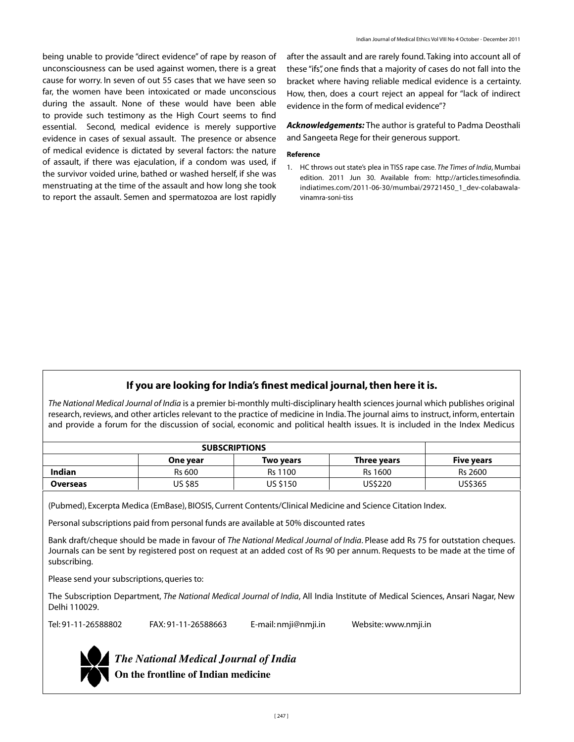being unable to provide "direct evidence" of rape by reason of unconsciousness can be used against women, there is a great cause for worry. In seven of out 55 cases that we have seen so far, the women have been intoxicated or made unconscious during the assault. None of these would have been able to provide such testimony as the High Court seems to find essential. Second, medical evidence is merely supportive evidence in cases of sexual assault. The presence or absence of medical evidence is dictated by several factors: the nature of assault, if there was ejaculation, if a condom was used, if the survivor voided urine, bathed or washed herself, if she was menstruating at the time of the assault and how long she took to report the assault. Semen and spermatozoa are lost rapidly after the assault and are rarely found. Taking into account all of these "ifs", one finds that a majority of cases do not fall into the bracket where having reliable medical evidence is a certainty. How, then, does a court reject an appeal for "lack of indirect evidence in the form of medical evidence"?

***Acknowledgements:*** The author is grateful to Padma Deosthali and Sangeeta Rege for their generous support.

**Reference**

1. HC throws out state's plea in TISS rape case. *The Times of India*, Mumbai edition. 2011 Jun 30. Available from: http://articles.timesofindia.indiatimes.com/2011-06-30/mumbai/29721450_1_dev-colabawala-vinamra-soni-tiss

---

**If you are looking for India's finest medical journal, then here it is.**

*The National Medical Journal of India* is a premier bi-monthly multi-disciplinary health sciences journal which publishes original research, reviews, and other articles relevant to the practice of medicine in India. The journal aims to instruct, inform, entertain and provide a forum for the discussion of social, economic and political health issues. It is included in the Index Medicus (Pubmed), Excerpta Medica (EmBase), BIOSIS, Current Contents/Clinical Medicine and Science Citation Index.

| SUBSCRIPTIONS | | | | |
|---|---|---|---|---|
| | **One year** | **Two years** | **Three years** | **Five years** |
| **Indian** | Rs 600 | Rs 1100 | Rs 1600 | Rs 2600 |
| **Overseas** | US $85 | US $150 | US$220 | US$365 |

Personal subscriptions paid from personal funds are available at 50% discounted rates

Bank draft/cheque should be made in favour of *The National Medical Journal of India*. Please add Rs 75 for outstation cheques. Journals can be sent by registered post on request at an added cost of Rs 90 per annum. Requests to be made at the time of subscribing.

Please send your subscriptions, queries to:

The Subscription Department, *The National Medical Journal of India*, All India Institute of Medical Sciences, Ansari Nagar, New Delhi 110029.

Tel: 91-11-26588802 FAX: 91-11-26588663 E-mail: nmji@nmji.in Website: www.nmji.in

***The National Medical Journal of India***

**On the frontline of Indian medicine**